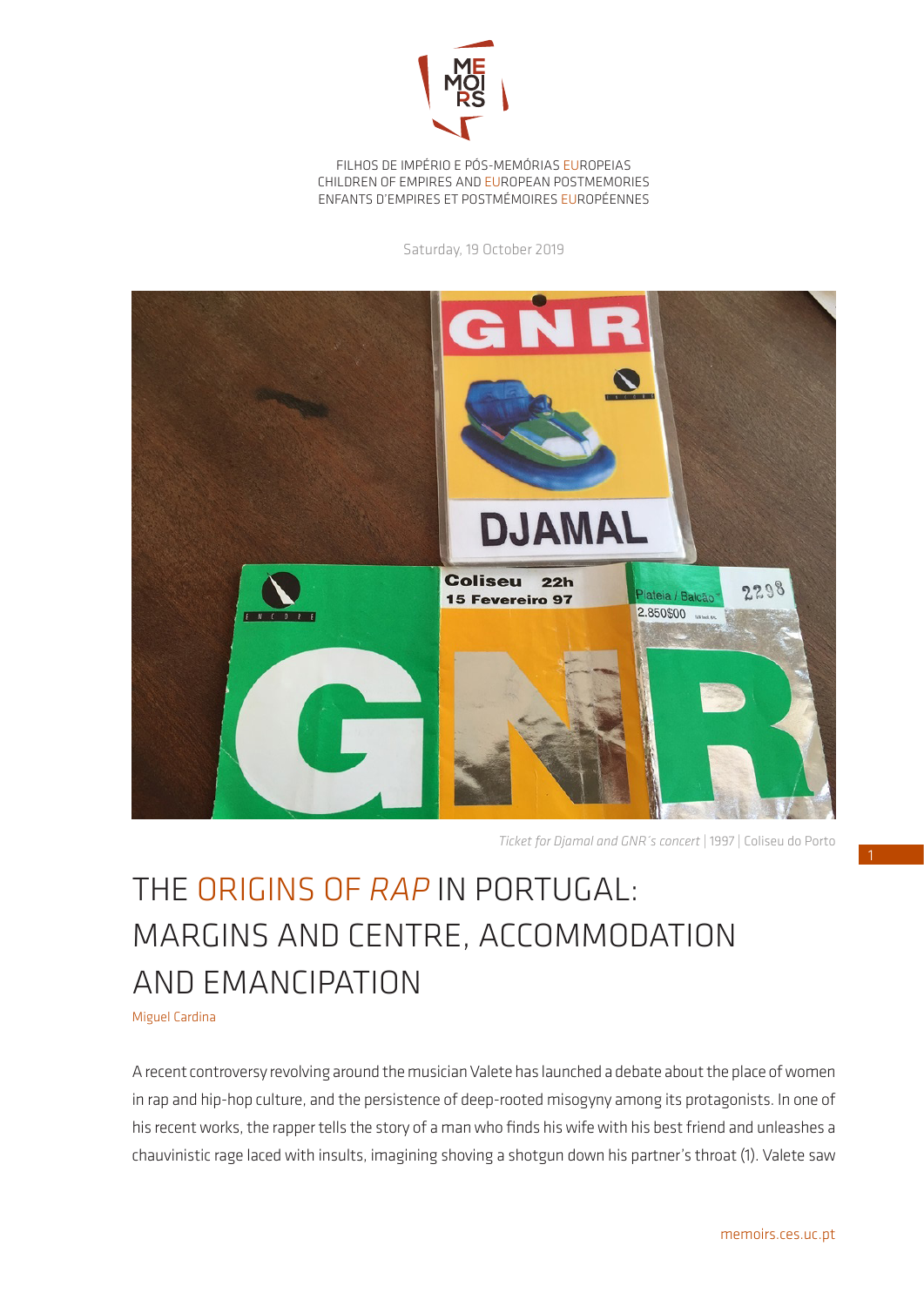FILHOS DE IMPÉRIO E PÓS-MEMÓRIAS EUROPEIAS
CHILDREN OF EMPIRES AND EUROPEAN POSTMEMORIES
ENFANTS D'EMPIRES ET POSTMÉMOIRES EUROPÉENNES

Saturday, 19 October 2019

*Ticket for Djamal and GNR´s concert* | 1997 | Coliseu do Porto

# THE ORIGINS OF *RAP* IN PORTUGAL: MARGINS AND CENTRE, ACCOMMODATION AND EMANCIPATION

Miguel Cardina

A recent controversy revolving around the musician Valete has launched a debate about the place of women in rap and hip-hop culture, and the persistence of deep-rooted misogyny among its protagonists. In one of his recent works, the rapper tells the story of a man who finds his wife with his best friend and unleashes a chauvinistic rage laced with insults, imagining shoving a shotgun down his partner's throat (1). Valete saw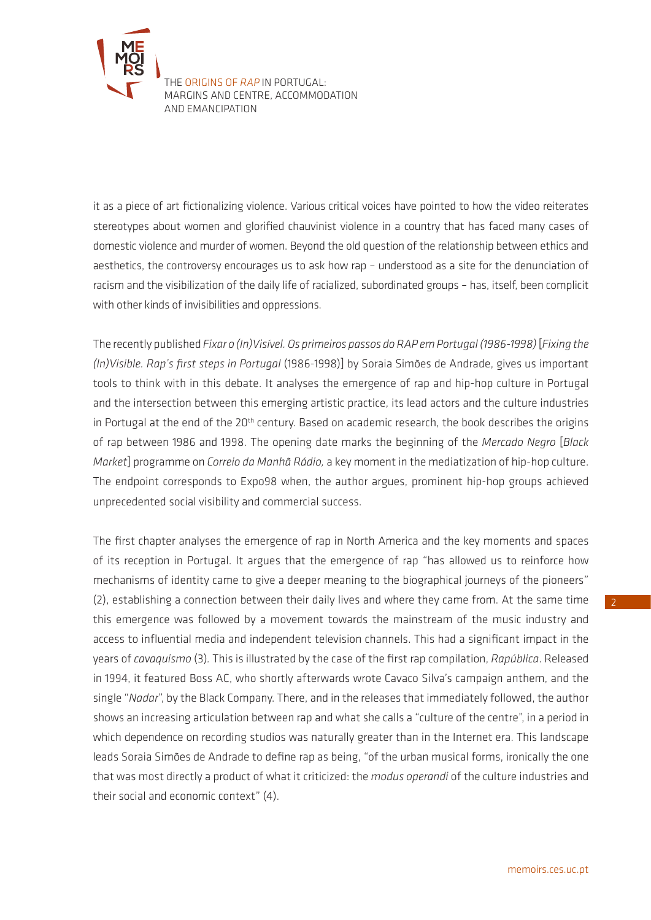it as a piece of art fictionalizing violence. Various critical voices have pointed to how the video reiterates stereotypes about women and glorified chauvinist violence in a country that has faced many cases of domestic violence and murder of women. Beyond the old question of the relationship between ethics and aesthetics, the controversy encourages us to ask how rap – understood as a site for the denunciation of racism and the visibilization of the daily life of racialized, subordinated groups – has, itself, been complicit with other kinds of invisibilities and oppressions.

The recently published *Fixar o (In)Visível. Os primeiros passos do RAP em Portugal (1986-1998)* [*Fixing the (In)Visible. Rap's first steps in Portugal* (1986-1998)] by Soraia Simões de Andrade, gives us important tools to think with in this debate. It analyses the emergence of rap and hip-hop culture in Portugal and the intersection between this emerging artistic practice, its lead actors and the culture industries in Portugal at the end of the 20th century. Based on academic research, the book describes the origins of rap between 1986 and 1998. The opening date marks the beginning of the *Mercado Negro* [*Black Market*] programme on *Correio da Manhã Rádio*, a key moment in the mediatization of hip-hop culture. The endpoint corresponds to Expo98 when, the author argues, prominent hip-hop groups achieved unprecedented social visibility and commercial success.

The first chapter analyses the emergence of rap in North America and the key moments and spaces of its reception in Portugal. It argues that the emergence of rap "has allowed us to reinforce how mechanisms of identity came to give a deeper meaning to the biographical journeys of the pioneers" (2), establishing a connection between their daily lives and where they came from. At the same time this emergence was followed by a movement towards the mainstream of the music industry and access to influential media and independent television channels. This had a significant impact in the years of *cavaquismo* (3). This is illustrated by the case of the first rap compilation, *Rapública*. Released in 1994, it featured Boss AC, who shortly afterwards wrote Cavaco Silva's campaign anthem, and the single "*Nadar*", by the Black Company. There, and in the releases that immediately followed, the author shows an increasing articulation between rap and what she calls a "culture of the centre", in a period in which dependence on recording studios was naturally greater than in the Internet era. This landscape leads Soraia Simões de Andrade to define rap as being, "of the urban musical forms, ironically the one that was most directly a product of what it criticized: the *modus operandi* of the culture industries and their social and economic context" (4).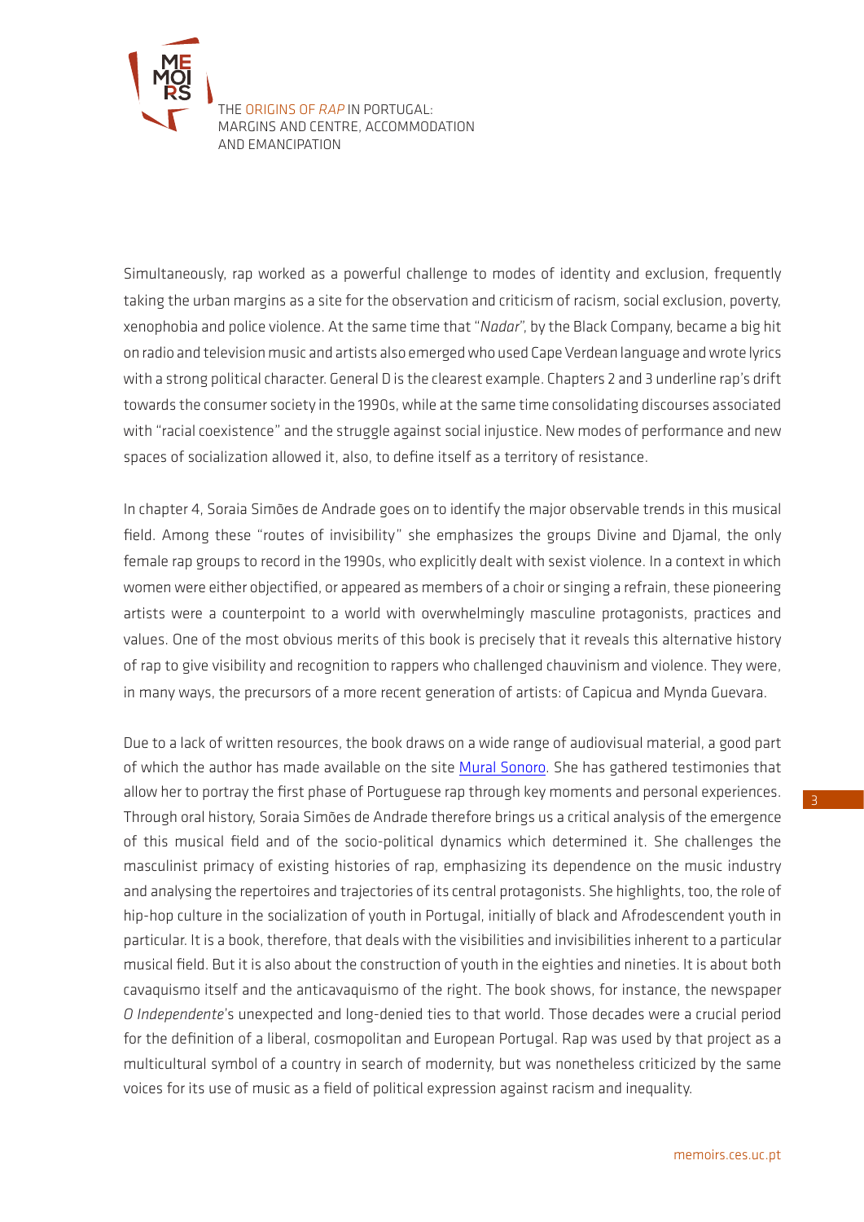Simultaneously, rap worked as a powerful challenge to modes of identity and exclusion, frequently taking the urban margins as a site for the observation and criticism of racism, social exclusion, poverty, xenophobia and police violence. At the same time that "*Nadar*", by the Black Company, became a big hit on radio and television music and artists also emerged who used Cape Verdean language and wrote lyrics with a strong political character. General D is the clearest example. Chapters 2 and 3 underline rap's drift towards the consumer society in the 1990s, while at the same time consolidating discourses associated with "racial coexistence" and the struggle against social injustice. New modes of performance and new spaces of socialization allowed it, also, to define itself as a territory of resistance.

In chapter 4, Soraia Simões de Andrade goes on to identify the major observable trends in this musical field. Among these "routes of invisibility" she emphasizes the groups Divine and Djamal, the only female rap groups to record in the 1990s, who explicitly dealt with sexist violence. In a context in which women were either objectified, or appeared as members of a choir or singing a refrain, these pioneering artists were a counterpoint to a world with overwhelmingly masculine protagonists, practices and values. One of the most obvious merits of this book is precisely that it reveals this alternative history of rap to give visibility and recognition to rappers who challenged chauvinism and violence. They were, in many ways, the precursors of a more recent generation of artists: of Capicua and Mynda Guevara.

Due to a lack of written resources, the book draws on a wide range of audiovisual material, a good part of which the author has made available on the site Mural Sonoro. She has gathered testimonies that allow her to portray the first phase of Portuguese rap through key moments and personal experiences. Through oral history, Soraia Simões de Andrade therefore brings us a critical analysis of the emergence of this musical field and of the socio-political dynamics which determined it. She challenges the masculinist primacy of existing histories of rap, emphasizing its dependence on the music industry and analysing the repertoires and trajectories of its central protagonists. She highlights, too, the role of hip-hop culture in the socialization of youth in Portugal, initially of black and Afrodescendent youth in particular. It is a book, therefore, that deals with the visibilities and invisibilities inherent to a particular musical field. But it is also about the construction of youth in the eighties and nineties. It is about both cavaquismo itself and the anticavaquismo of the right. The book shows, for instance, the newspaper *O Independente*'s unexpected and long-denied ties to that world. Those decades were a crucial period for the definition of a liberal, cosmopolitan and European Portugal. Rap was used by that project as a multicultural symbol of a country in search of modernity, but was nonetheless criticized by the same voices for its use of music as a field of political expression against racism and inequality.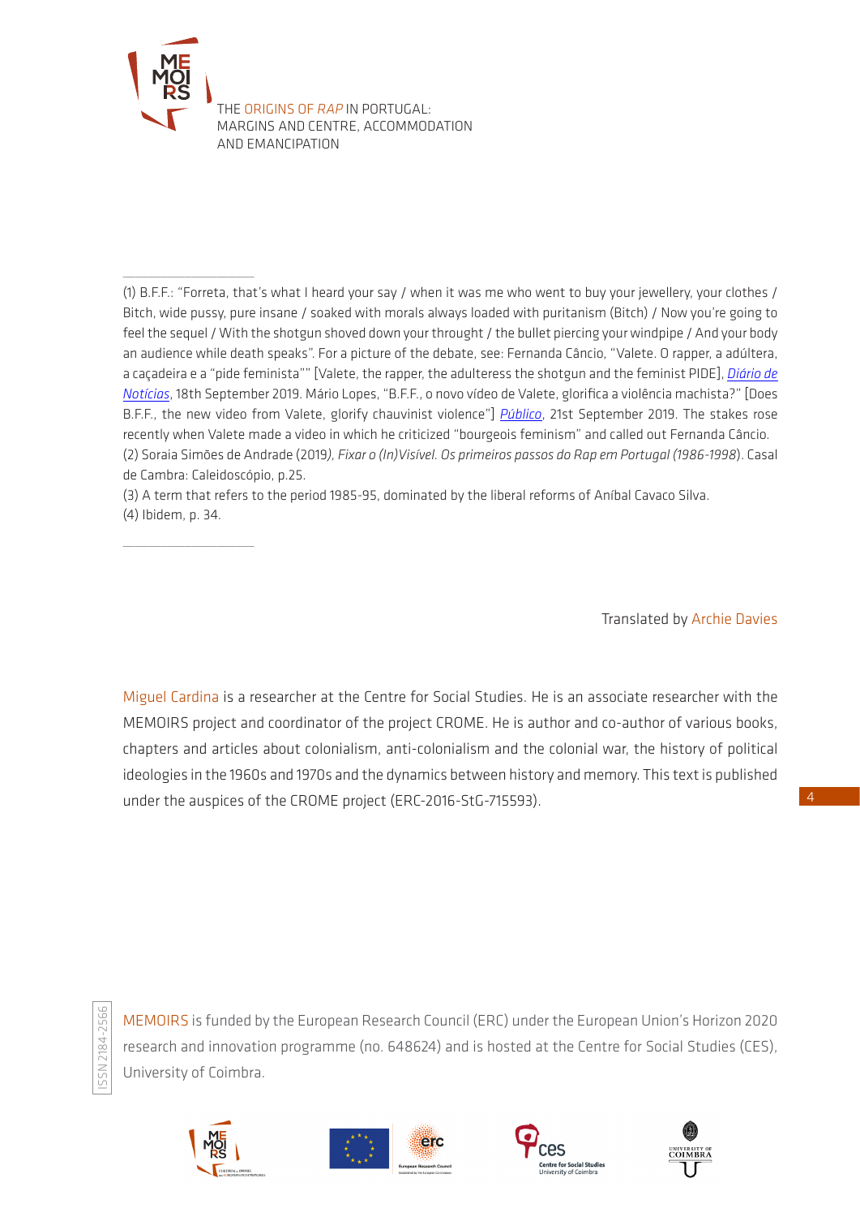(1) B.F.F.: "Forreta, that's what I heard your say / when it was me who went to buy your jewellery, your clothes / Bitch, wide pussy, pure insane / soaked with morals always loaded with puritanism (Bitch) / Now you're going to feel the sequel / With the shotgun shoved down your throught / the bullet piercing your windpipe / And your body an audience while death speaks". For a picture of the debate, see: Fernanda Câncio, "Valete. O rapper, a adúltera, a caçadeira e a "pide feminista"" [Valete, the rapper, the adulteress the shotgun and the feminist PIDE], *Diário de Notícias*, 18th September 2019. Mário Lopes, "B.F.F., o novo vídeo de Valete, glorifica a violência machista?" [Does B.F.F., the new video from Valete, glorify chauvinist violence"] *Público*, 21st September 2019. The stakes rose recently when Valete made a video in which he criticized "bourgeois feminism" and called out Fernanda Câncio.

(2) Soraia Simões de Andrade (2019*), Fixar o (In)Visível. Os primeiros passos do Rap em Portugal (1986-1998*). Casal de Cambra: Caleidoscópio, p.25.

(3) A term that refers to the period 1985-95, dominated by the liberal reforms of Aníbal Cavaco Silva.

(4) Ibidem, p. 34.

Translated by Archie Davies

Miguel Cardina is a researcher at the Centre for Social Studies. He is an associate researcher with the MEMOIRS project and coordinator of the project CROME. He is author and co-author of various books, chapters and articles about colonialism, anti-colonialism and the colonial war, the history of political ideologies in the 1960s and 1970s and the dynamics between history and memory. This text is published under the auspices of the CROME project (ERC-2016-StG-715593).

MEMOIRS is funded by the European Research Council (ERC) under the European Union's Horizon 2020 research and innovation programme (no. 648624) and is hosted at the Centre for Social Studies (CES), University of Coimbra.